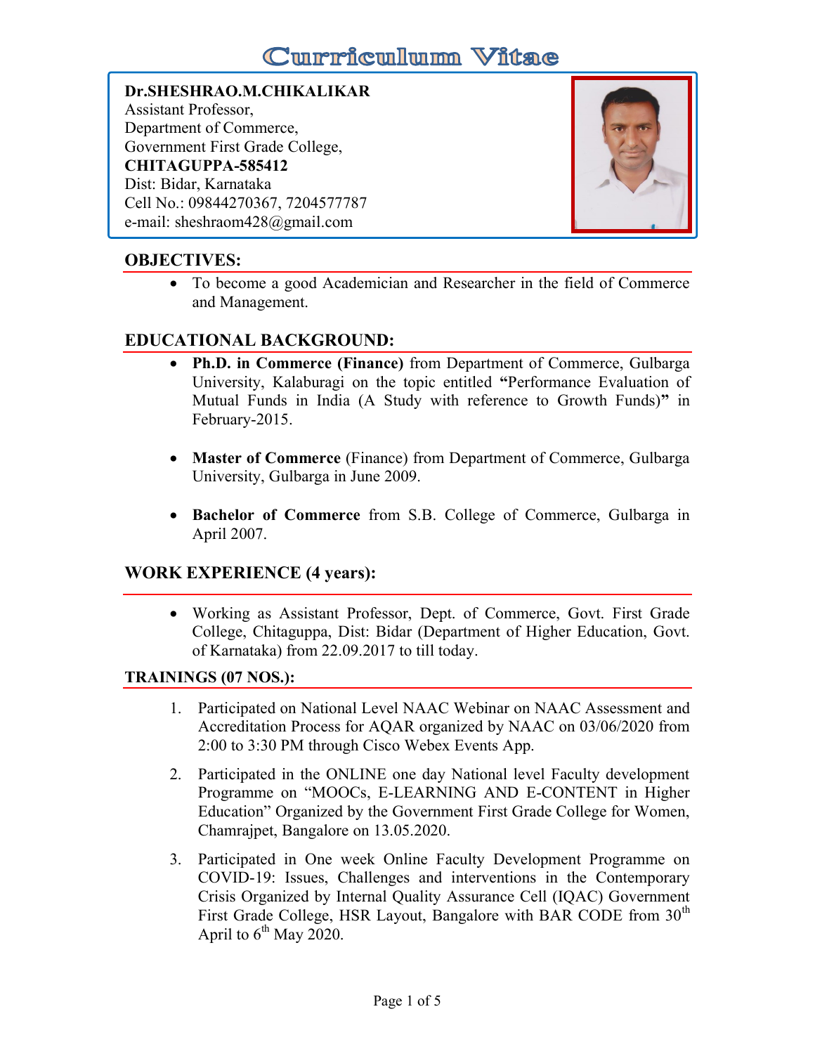# Curriculum Vitae

**Dr.SHESHRAO.M.CHIKALIKAR**
Assistant Professor,
Department of Commerce,
Government First Grade College,
**CHITAGUPPA-585412**
Dist: Bidar, Karnataka
Cell No.: 09844270367, 7204577787
e-mail: sheshraom428@gmail.com

## OBJECTIVES:

- To become a good Academician and Researcher in the field of Commerce and Management.

## EDUCATIONAL BACKGROUND:

- **Ph.D. in Commerce (Finance)** from Department of Commerce, Gulbarga University, Kalaburagi on the topic entitled **"**Performance Evaluation of Mutual Funds in India (A Study with reference to Growth Funds)**"** in February-2015.

- **Master of Commerce** (Finance) from Department of Commerce, Gulbarga University, Gulbarga in June 2009.

- **Bachelor of Commerce** from S.B. College of Commerce, Gulbarga in April 2007.

## WORK EXPERIENCE (4 years):

- Working as Assistant Professor, Dept. of Commerce, Govt. First Grade College, Chitaguppa, Dist: Bidar (Department of Higher Education, Govt. of Karnataka) from 22.09.2017 to till today.

### TRAININGS (07 NOS.):

1. Participated on National Level NAAC Webinar on NAAC Assessment and Accreditation Process for AQAR organized by NAAC on 03/06/2020 from 2:00 to 3:30 PM through Cisco Webex Events App.
2. Participated in the ONLINE one day National level Faculty development Programme on "MOOCs, E-LEARNING AND E-CONTENT in Higher Education" Organized by the Government First Grade College for Women, Chamrajpet, Bangalore on 13.05.2020.
3. Participated in One week Online Faculty Development Programme on COVID-19: Issues, Challenges and interventions in the Contemporary Crisis Organized by Internal Quality Assurance Cell (IQAC) Government First Grade College, HSR Layout, Bangalore with BAR CODE from 30th April to 6th May 2020.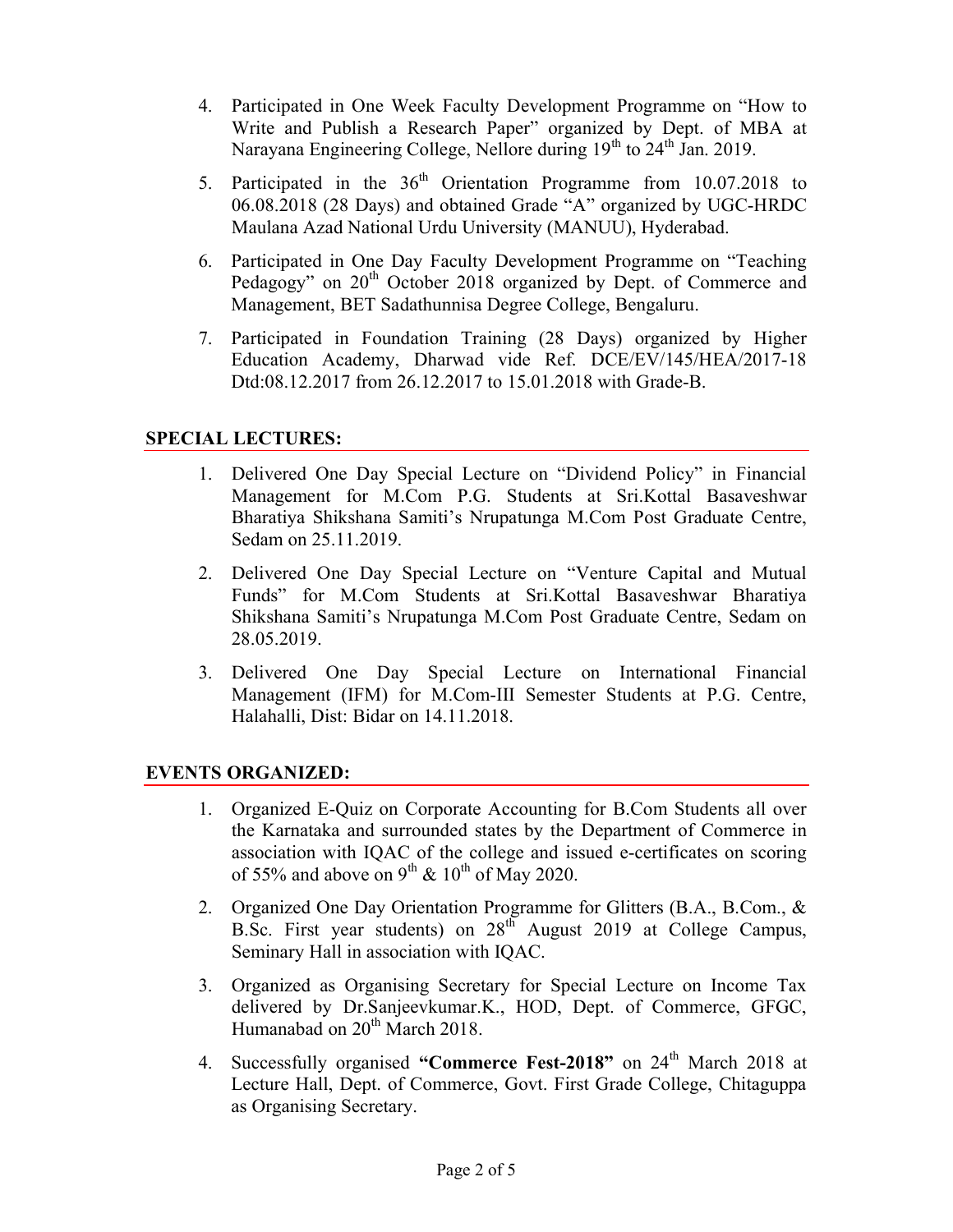4. Participated in One Week Faculty Development Programme on "How to Write and Publish a Research Paper" organized by Dept. of MBA at Narayana Engineering College, Nellore during 19th to 24th Jan. 2019.

5. Participated in the 36th Orientation Programme from 10.07.2018 to 06.08.2018 (28 Days) and obtained Grade "A" organized by UGC-HRDC Maulana Azad National Urdu University (MANUU), Hyderabad.

6. Participated in One Day Faculty Development Programme on "Teaching Pedagogy" on 20th October 2018 organized by Dept. of Commerce and Management, BET Sadathunnisa Degree College, Bengaluru.

7. Participated in Foundation Training (28 Days) organized by Higher Education Academy, Dharwad vide Ref. DCE/EV/145/HEA/2017-18 Dtd:08.12.2017 from 26.12.2017 to 15.01.2018 with Grade-B.

## SPECIAL LECTURES:

1. Delivered One Day Special Lecture on "Dividend Policy" in Financial Management for M.Com P.G. Students at Sri.Kottal Basaveshwar Bharatiya Shikshana Samiti's Nrupatunga M.Com Post Graduate Centre, Sedam on 25.11.2019.

2. Delivered One Day Special Lecture on "Venture Capital and Mutual Funds" for M.Com Students at Sri.Kottal Basaveshwar Bharatiya Shikshana Samiti's Nrupatunga M.Com Post Graduate Centre, Sedam on 28.05.2019.

3. Delivered One Day Special Lecture on International Financial Management (IFM) for M.Com-III Semester Students at P.G. Centre, Halahalli, Dist: Bidar on 14.11.2018.

## EVENTS ORGANIZED:

1. Organized E-Quiz on Corporate Accounting for B.Com Students all over the Karnataka and surrounded states by the Department of Commerce in association with IQAC of the college and issued e-certificates on scoring of 55% and above on 9th & 10th of May 2020.

2. Organized One Day Orientation Programme for Glitters (B.A., B.Com., & B.Sc. First year students) on 28th August 2019 at College Campus, Seminary Hall in association with IQAC.

3. Organized as Organising Secretary for Special Lecture on Income Tax delivered by Dr.Sanjeevkumar.K., HOD, Dept. of Commerce, GFGC, Humanabad on 20th March 2018.

4. Successfully organised **"Commerce Fest-2018"** on 24th March 2018 at Lecture Hall, Dept. of Commerce, Govt. First Grade College, Chitaguppa as Organising Secretary.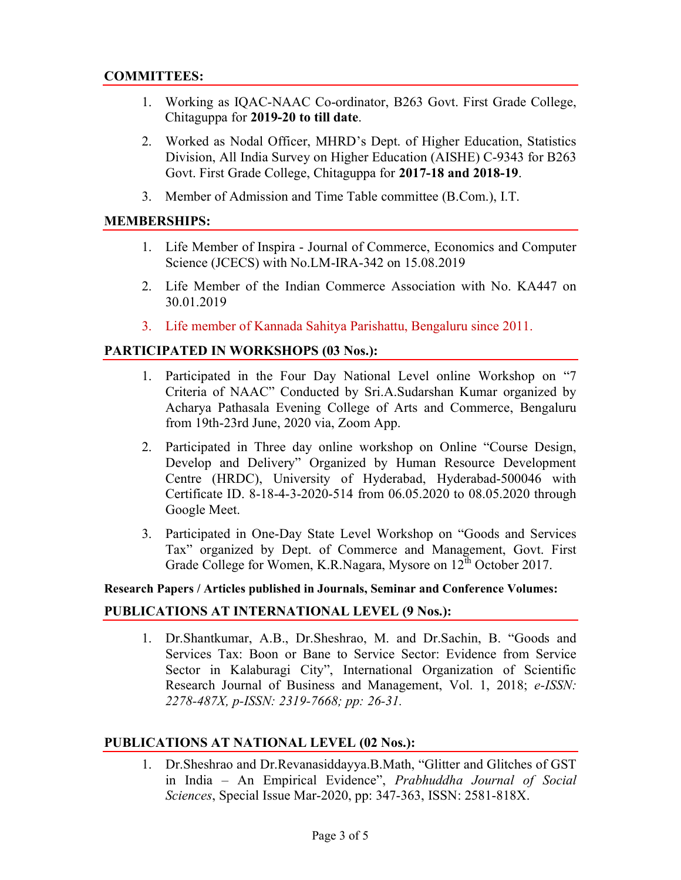## COMMITTEES:

1. Working as IQAC-NAAC Co-ordinator, B263 Govt. First Grade College, Chitaguppa for **2019-20 to till date**.
2. Worked as Nodal Officer, MHRD's Dept. of Higher Education, Statistics Division, All India Survey on Higher Education (AISHE) C-9343 for B263 Govt. First Grade College, Chitaguppa for **2017-18 and 2018-19**.
3. Member of Admission and Time Table committee (B.Com.), I.T.

## MEMBERSHIPS:

1. Life Member of Inspira - Journal of Commerce, Economics and Computer Science (JCECS) with No.LM-IRA-342 on 15.08.2019
2. Life Member of the Indian Commerce Association with No. KA447 on 30.01.2019
3. Life member of Kannada Sahitya Parishattu, Bengaluru since 2011.

## PARTICIPATED IN WORKSHOPS (03 Nos.):

1. Participated in the Four Day National Level online Workshop on "7 Criteria of NAAC" Conducted by Sri.A.Sudarshan Kumar organized by Acharya Pathasala Evening College of Arts and Commerce, Bengaluru from 19th-23rd June, 2020 via, Zoom App.
2. Participated in Three day online workshop on Online "Course Design, Develop and Delivery" Organized by Human Resource Development Centre (HRDC), University of Hyderabad, Hyderabad-500046 with Certificate ID. 8-18-4-3-2020-514 from 06.05.2020 to 08.05.2020 through Google Meet.
3. Participated in One-Day State Level Workshop on "Goods and Services Tax" organized by Dept. of Commerce and Management, Govt. First Grade College for Women, K.R.Nagara, Mysore on 12th October 2017.

**Research Papers / Articles published in Journals, Seminar and Conference Volumes:**

## PUBLICATIONS AT INTERNATIONAL LEVEL (9 Nos.):

1. Dr.Shantkumar, A.B., Dr.Sheshrao, M. and Dr.Sachin, B. "Goods and Services Tax: Boon or Bane to Service Sector: Evidence from Service Sector in Kalaburagi City", International Organization of Scientific Research Journal of Business and Management, Vol. 1, 2018; *e-ISSN: 2278-487X, p-ISSN: 2319-7668; pp: 26-31.*

## PUBLICATIONS AT NATIONAL LEVEL (02 Nos.):

1. Dr.Sheshrao and Dr.Revanasiddayya.B.Math, "Glitter and Glitches of GST in India – An Empirical Evidence", *Prabhuddha Journal of Social Sciences*, Special Issue Mar-2020, pp: 347-363, ISSN: 2581-818X.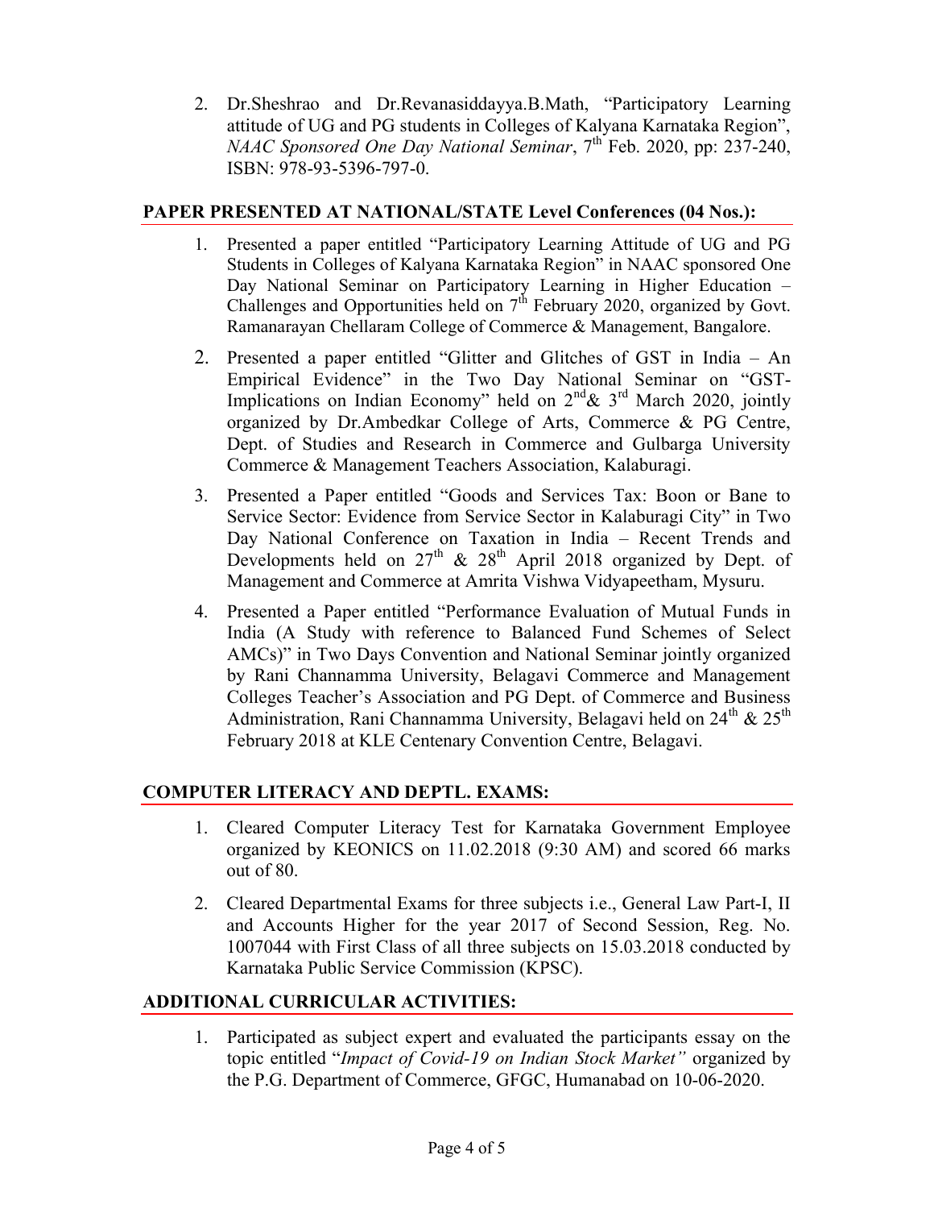2. Dr.Sheshrao and Dr.Revanasiddayya.B.Math, "Participatory Learning attitude of UG and PG students in Colleges of Kalyana Karnataka Region", *NAAC Sponsored One Day National Seminar*, 7th Feb. 2020, pp: 237-240, ISBN: 978-93-5396-797-0.

## PAPER PRESENTED AT NATIONAL/STATE Level Conferences (04 Nos.):

1. Presented a paper entitled "Participatory Learning Attitude of UG and PG Students in Colleges of Kalyana Karnataka Region" in NAAC sponsored One Day National Seminar on Participatory Learning in Higher Education – Challenges and Opportunities held on 7th February 2020, organized by Govt. Ramanarayan Chellaram College of Commerce & Management, Bangalore.
2. Presented a paper entitled "Glitter and Glitches of GST in India – An Empirical Evidence" in the Two Day National Seminar on "GST-Implications on Indian Economy" held on 2nd& 3rd March 2020, jointly organized by Dr.Ambedkar College of Arts, Commerce & PG Centre, Dept. of Studies and Research in Commerce and Gulbarga University Commerce & Management Teachers Association, Kalaburagi.
3. Presented a Paper entitled "Goods and Services Tax: Boon or Bane to Service Sector: Evidence from Service Sector in Kalaburagi City" in Two Day National Conference on Taxation in India – Recent Trends and Developments held on 27th & 28th April 2018 organized by Dept. of Management and Commerce at Amrita Vishwa Vidyapeetham, Mysuru.
4. Presented a Paper entitled "Performance Evaluation of Mutual Funds in India (A Study with reference to Balanced Fund Schemes of Select AMCs)" in Two Days Convention and National Seminar jointly organized by Rani Channamma University, Belagavi Commerce and Management Colleges Teacher's Association and PG Dept. of Commerce and Business Administration, Rani Channamma University, Belagavi held on 24th & 25th February 2018 at KLE Centenary Convention Centre, Belagavi.

## COMPUTER LITERACY AND DEPTL. EXAMS:

1. Cleared Computer Literacy Test for Karnataka Government Employee organized by KEONICS on 11.02.2018 (9:30 AM) and scored 66 marks out of 80.
2. Cleared Departmental Exams for three subjects i.e., General Law Part-I, II and Accounts Higher for the year 2017 of Second Session, Reg. No. 1007044 with First Class of all three subjects on 15.03.2018 conducted by Karnataka Public Service Commission (KPSC).

## ADDITIONAL CURRICULAR ACTIVITIES:

1. Participated as subject expert and evaluated the participants essay on the topic entitled "*Impact of Covid-19 on Indian Stock Market"* organized by the P.G. Department of Commerce, GFGC, Humanabad on 10-06-2020.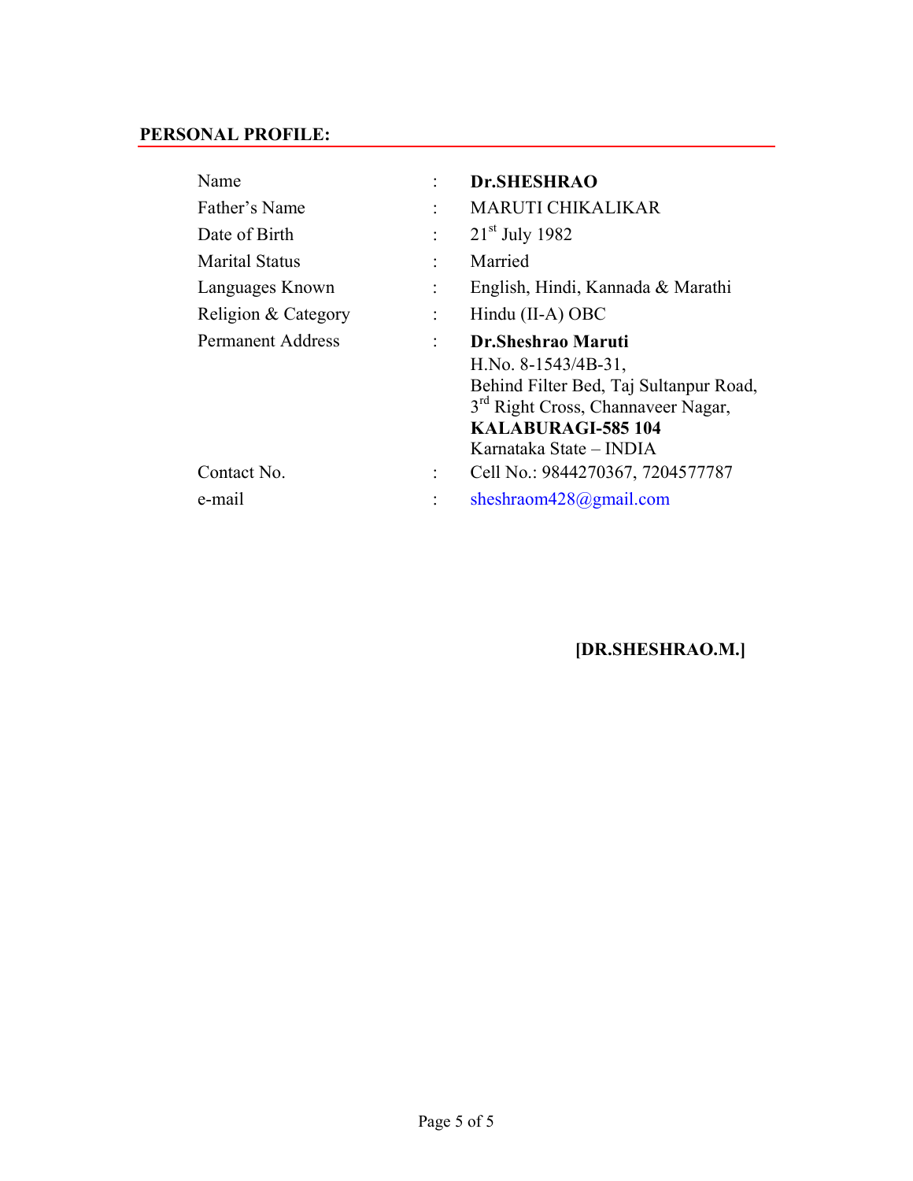## PERSONAL PROFILE:

| | | |
|---|---|---|
| Name | : | **Dr.SHESHRAO** |
| Father's Name | : | MARUTI CHIKALIKAR |
| Date of Birth | : | 21st July 1982 |
| Marital Status | : | Married |
| Languages Known | : | English, Hindi, Kannada & Marathi |
| Religion & Category | : | Hindu (II-A) OBC |
| Permanent Address | : | **Dr.Sheshrao Maruti**<br>H.No. 8-1543/4B-31,<br>Behind Filter Bed, Taj Sultanpur Road,<br>3rd Right Cross, Channaveer Nagar,<br>**KALABURAGI-585 104**<br>Karnataka State – INDIA |
| Contact No. | : | Cell No.: 9844270367, 7204577787 |
| e-mail | : | sheshraom428@gmail.com |

**[DR.SHESHRAO.M.]**